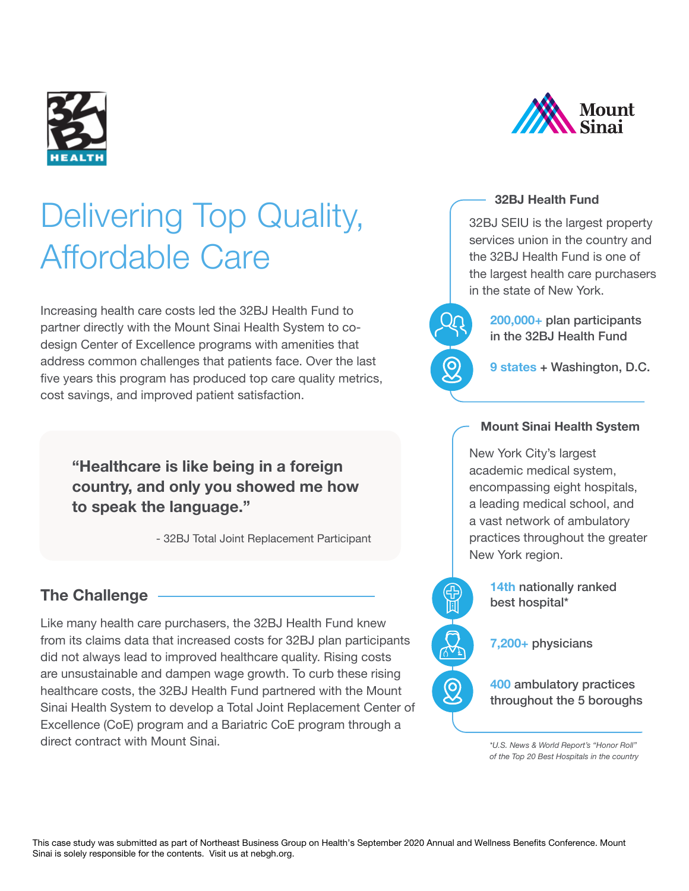# Delivering Top Quality, Affordable Care

Increasing health care costs led the 32BJ Health Fund to partner directly with the Mount Sinai Health System to co-design Center of Excellence programs with amenities that address common challenges that patients face. Over the last five years this program has produced top care quality metrics, cost savings, and improved patient satisfaction.

> **"Healthcare is like being in a foreign country, and only you showed me how to speak the language."**
>
> \- 32BJ Total Joint Replacement Participant

## The Challenge

Like many health care purchasers, the 32BJ Health Fund knew from its claims data that increased costs for 32BJ plan participants did not always lead to improved healthcare quality. Rising costs are unsustainable and dampen wage growth. To curb these rising healthcare costs, the 32BJ Health Fund partnered with the Mount Sinai Health System to develop a Total Joint Replacement Center of Excellence (CoE) program and a Bariatric CoE program through a direct contract with Mount Sinai.

### 32BJ Health Fund

32BJ SEIU is the largest property services union in the country and the 32BJ Health Fund is one of the largest health care purchasers in the state of New York.

- **200,000+** plan participants in the 32BJ Health Fund
- **9 states** + Washington, D.C.

### Mount Sinai Health System

New York City's largest academic medical system, encompassing eight hospitals, a leading medical school, and a vast network of ambulatory practices throughout the greater New York region.

- **14th** nationally ranked best hospital*
- **7,200+** physicians
- **400** ambulatory practices throughout the 5 boroughs

*\*U.S. News & World Report's "Honor Roll" of the Top 20 Best Hospitals in the country*

This case study was submitted as part of Northeast Business Group on Health's September 2020 Annual and Wellness Benefits Conference. Mount Sinai is solely responsible for the contents. Visit us at nebgh.org.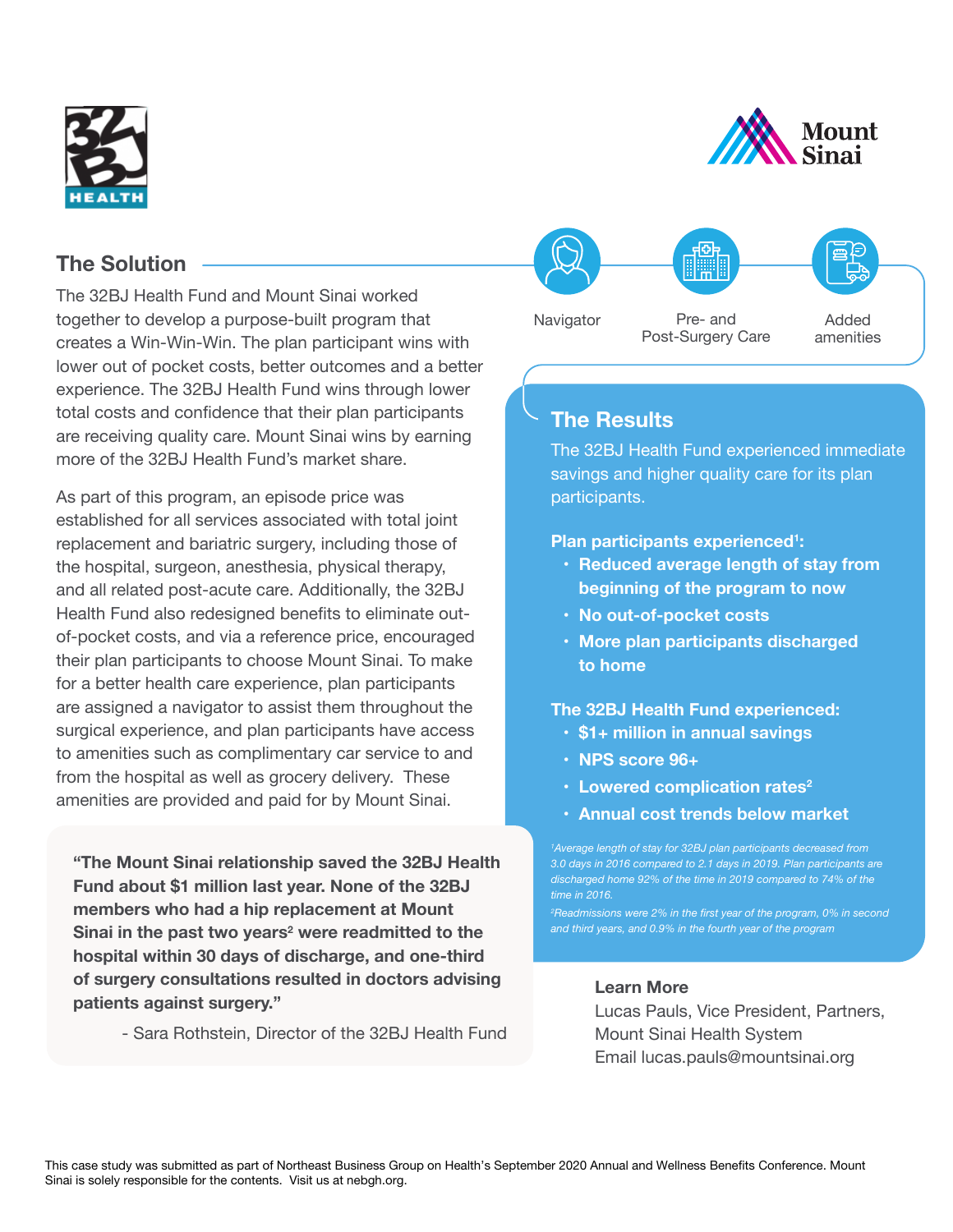## The Solution

The 32BJ Health Fund and Mount Sinai worked together to develop a purpose-built program that creates a Win-Win-Win. The plan participant wins with lower out of pocket costs, better outcomes and a better experience. The 32BJ Health Fund wins through lower total costs and confidence that their plan participants are receiving quality care. Mount Sinai wins by earning more of the 32BJ Health Fund's market share.

As part of this program, an episode price was established for all services associated with total joint replacement and bariatric surgery, including those of the hospital, surgeon, anesthesia, physical therapy, and all related post-acute care. Additionally, the 32BJ Health Fund also redesigned benefits to eliminate out-of-pocket costs, and via a reference price, encouraged their plan participants to choose Mount Sinai. To make for a better health care experience, plan participants are assigned a navigator to assist them throughout the surgical experience, and plan participants have access to amenities such as complimentary car service to and from the hospital as well as grocery delivery. These amenities are provided and paid for by Mount Sinai.

Navigator

Pre- and Post-Surgery Care

Added amenities

> **"The Mount Sinai relationship saved the 32BJ Health Fund about $1 million last year. None of the 32BJ members who had a hip replacement at Mount Sinai in the past two years[2] were readmitted to the hospital within 30 days of discharge, and one-third of surgery consultations resulted in doctors advising patients against surgery."**
>
> \- Sara Rothstein, Director of the 32BJ Health Fund

## The Results

The 32BJ Health Fund experienced immediate savings and higher quality care for its plan participants.

**Plan participants experienced[1]:**

- **Reduced average length of stay from beginning of the program to now**
- **No out-of-pocket costs**
- **More plan participants discharged to home**

**The 32BJ Health Fund experienced:**

- **$1+ million in annual savings**
- **NPS score 96+**
- **Lowered complication rates[2]**
- **Annual cost trends below market**

*[1]Average length of stay for 32BJ plan participants decreased from 3.0 days in 2016 compared to 2.1 days in 2019. Plan participants are discharged home 92% of the time in 2019 compared to 74% of the time in 2016.*

*[2]Readmissions were 2% in the first year of the program, 0% in second and third years, and 0.9% in the fourth year of the program*

**Learn More**

Lucas Pauls, Vice President, Partners,
Mount Sinai Health System
Email lucas.pauls@mountsinai.org

This case study was submitted as part of Northeast Business Group on Health's September 2020 Annual and Wellness Benefits Conference. Mount Sinai is solely responsible for the contents. Visit us at nebgh.org.